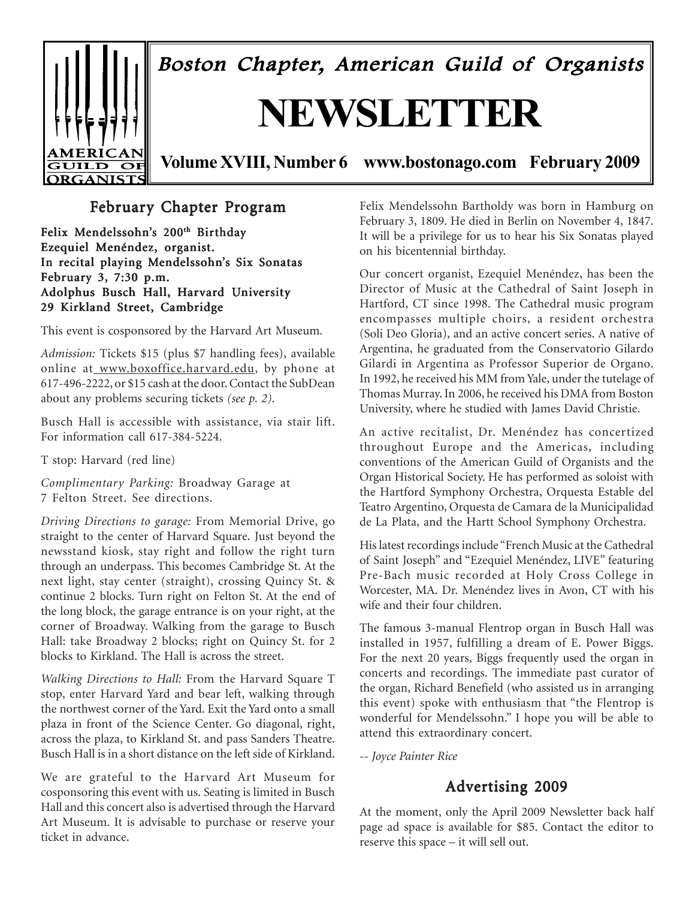# Boston Chapter, American Guild of Organists

# NEWSLETTER

**Volume XVIII, Number 6 www.bostonago.com February 2009**

## February Chapter Program

**Felix Mendelssohn's 200th Birthday**
**Ezequiel Menéndez, organist.**
**In recital playing Mendelssohn's Six Sonatas**
**February 3, 7:30 p.m.**
**Adolphus Busch Hall, Harvard University**
**29 Kirkland Street, Cambridge**

This event is cosponsored by the Harvard Art Museum.

*Admission:* Tickets $15 (plus $7 handling fees), available online at www.boxoffice.harvard.edu, by phone at 617-496-2222, or $15 cash at the door. Contact the SubDean about any problems securing tickets *(see p. 2)*.

Busch Hall is accessible with assistance, via stair lift. For information call 617-384-5224.

T stop: Harvard (red line)

*Complimentary Parking:* Broadway Garage at 7 Felton Street. See directions.

*Driving Directions to garage:* From Memorial Drive, go straight to the center of Harvard Square. Just beyond the newsstand kiosk, stay right and follow the right turn through an underpass. This becomes Cambridge St. At the next light, stay center (straight), crossing Quincy St. & continue 2 blocks. Turn right on Felton St. At the end of the long block, the garage entrance is on your right, at the corner of Broadway. Walking from the garage to Busch Hall: take Broadway 2 blocks; right on Quincy St. for 2 blocks to Kirkland. The Hall is across the street.

*Walking Directions to Hall:* From the Harvard Square T stop, enter Harvard Yard and bear left, walking through the northwest corner of the Yard. Exit the Yard onto a small plaza in front of the Science Center. Go diagonal, right, across the plaza, to Kirkland St. and pass Sanders Theatre. Busch Hall is in a short distance on the left side of Kirkland.

We are grateful to the Harvard Art Museum for cosponsoring this event with us. Seating is limited in Busch Hall and this concert also is advertised through the Harvard Art Museum. It is advisable to purchase or reserve your ticket in advance.

Felix Mendelssohn Bartholdy was born in Hamburg on February 3, 1809. He died in Berlin on November 4, 1847. It will be a privilege for us to hear his Six Sonatas played on his bicentennial birthday.

Our concert organist, Ezequiel Menéndez, has been the Director of Music at the Cathedral of Saint Joseph in Hartford, CT since 1998. The Cathedral music program encompasses multiple choirs, a resident orchestra (Soli Deo Gloria), and an active concert series. A native of Argentina, he graduated from the Conservatorio Gilardo Gilardi in Argentina as Professor Superior de Organo. In 1992, he received his MM from Yale, under the tutelage of Thomas Murray. In 2006, he received his DMA from Boston University, where he studied with James David Christie.

An active recitalist, Dr. Menéndez has concertized throughout Europe and the Americas, including conventions of the American Guild of Organists and the Organ Historical Society. He has performed as soloist with the Hartford Symphony Orchestra, Orquesta Estable del Teatro Argentino, Orquesta de Camara de la Municipalidad de La Plata, and the Hartt School Symphony Orchestra.

His latest recordings include "French Music at the Cathedral of Saint Joseph" and "Ezequiel Menéndez, LIVE" featuring Pre-Bach music recorded at Holy Cross College in Worcester, MA. Dr. Menéndez lives in Avon, CT with his wife and their four children.

The famous 3-manual Flentrop organ in Busch Hall was installed in 1957, fulfilling a dream of E. Power Biggs. For the next 20 years, Biggs frequently used the organ in concerts and recordings. The immediate past curator of the organ, Richard Benefield (who assisted us in arranging this event) spoke with enthusiasm that "the Flentrop is wonderful for Mendelssohn." I hope you will be able to attend this extraordinary concert.

*-- Joyce Painter Rice*

## Advertising 2009

At the moment, only the April 2009 Newsletter back half page ad space is available for $85. Contact the editor to reserve this space – it will sell out.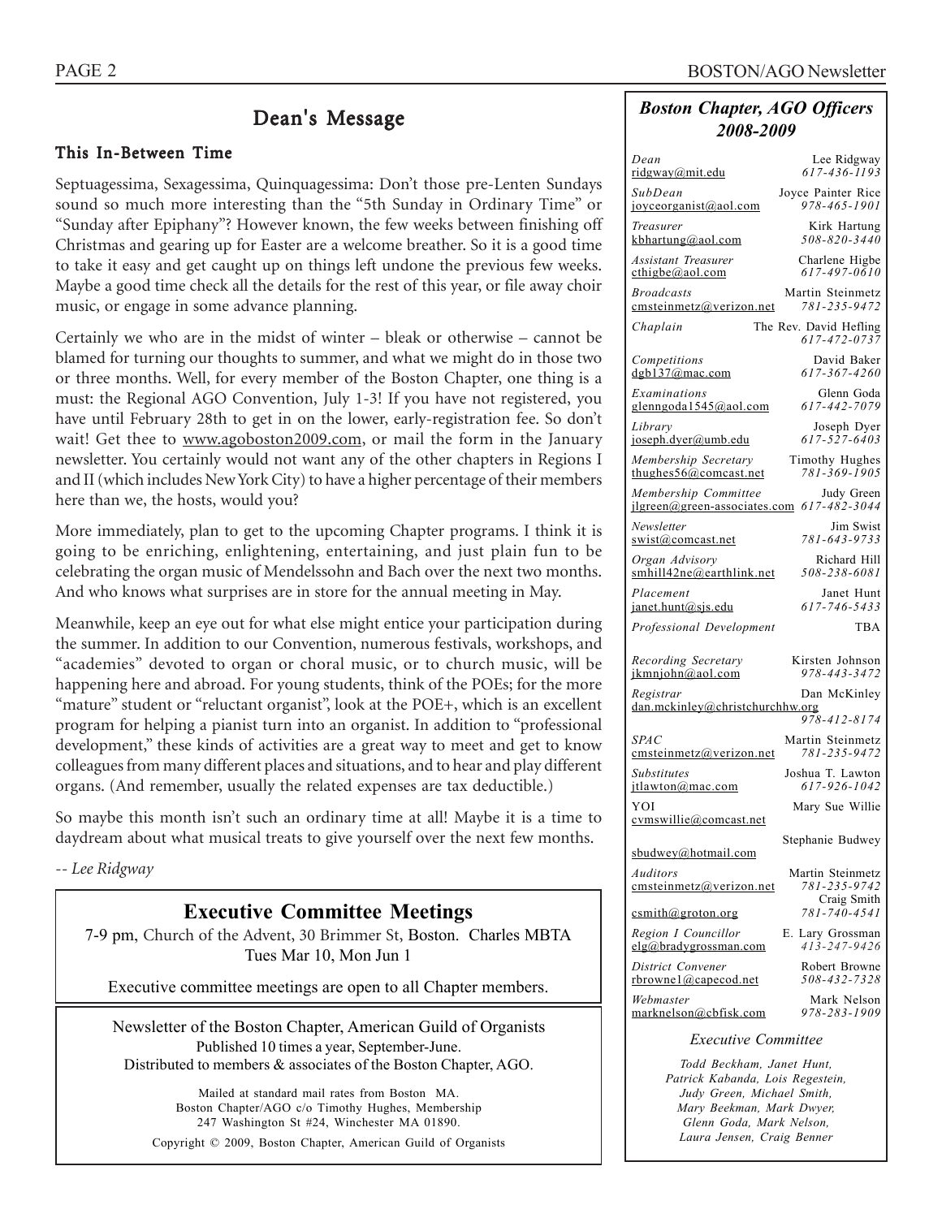# Dean's Message

## This In-Between Time

Septuagessima, Sexagessima, Quinquagessima: Don't those pre-Lenten Sundays sound so much more interesting than the "5th Sunday in Ordinary Time" or "Sunday after Epiphany"? However known, the few weeks between finishing off Christmas and gearing up for Easter are a welcome breather. So it is a good time to take it easy and get caught up on things left undone the previous few weeks. Maybe a good time check all the details for the rest of this year, or file away choir music, or engage in some advance planning.

Certainly we who are in the midst of winter – bleak or otherwise – cannot be blamed for turning our thoughts to summer, and what we might do in those two or three months. Well, for every member of the Boston Chapter, one thing is a must: the Regional AGO Convention, July 1-3! If you have not registered, you have until February 28th to get in on the lower, early-registration fee. So don't wait! Get thee to www.agoboston2009.com, or mail the form in the January newsletter. You certainly would not want any of the other chapters in Regions I and II (which includes New York City) to have a higher percentage of their members here than we, the hosts, would you?

More immediately, plan to get to the upcoming Chapter programs. I think it is going to be enriching, enlightening, entertaining, and just plain fun to be celebrating the organ music of Mendelssohn and Bach over the next two months. And who knows what surprises are in store for the annual meeting in May.

Meanwhile, keep an eye out for what else might entice your participation during the summer. In addition to our Convention, numerous festivals, workshops, and "academies" devoted to organ or choral music, or to church music, will be happening here and abroad. For young students, think of the POEs; for the more "mature" student or "reluctant organist", look at the POE+, which is an excellent program for helping a pianist turn into an organist. In addition to "professional development," these kinds of activities are a great way to meet and get to know colleagues from many different places and situations, and to hear and play different organs. (And remember, usually the related expenses are tax deductible.)

So maybe this month isn't such an ordinary time at all! Maybe it is a time to daydream about what musical treats to give yourself over the next few months.

*-- Lee Ridgway*

## Executive Committee Meetings

7-9 pm, Church of the Advent, 30 Brimmer St, Boston. Charles MBTA
Tues Mar 10, Mon Jun 1

Executive committee meetings are open to all Chapter members.

---

Newsletter of the Boston Chapter, American Guild of Organists
Published 10 times a year, September-June.
Distributed to members & associates of the Boston Chapter, AGO.

Mailed at standard mail rates from Boston MA.
Boston Chapter/AGO c/o Timothy Hughes, Membership
247 Washington St #24, Winchester MA 01890.

Copyright © 2009, Boston Chapter, American Guild of Organists

---

## *Boston Chapter, AGO Officers 2008-2009*

| Position | Name / Contact |
|---|---|
| *Dean* ridgway@mit.edu | Lee Ridgway *617-436-1193* |
| *SubDean* joyceorganist@aol.com | Joyce Painter Rice *978-465-1901* |
| *Treasurer* kbhartung@aol.com | Kirk Hartung *508-820-3440* |
| *Assistant Treasurer* cthigbe@aol.com | Charlene Higbe *617-497-0610* |
| *Broadcasts* cmsteinmetz@verizon.net | Martin Steinmetz *781-235-9472* |
| *Chaplain* | The Rev. David Hefling *617-472-0737* |
| *Competitions* dgb137@mac.com | David Baker *617-367-4260* |
| *Examinations* glenngoda1545@aol.com | Glenn Goda *617-442-7079* |
| *Library* joseph.dyer@umb.edu | Joseph Dyer *617-527-6403* |
| *Membership Secretary* thughes56@comcast.net | Timothy Hughes *781-369-1905* |
| *Membership Committee* jlgreen@green-associates.com | Judy Green *617-482-3044* |
| *Newsletter* swist@comcast.net | Jim Swist *781-643-9733* |
| *Organ Advisory* smhill42ne@earthlink.net | Richard Hill *508-238-6081* |
| *Placement* janet.hunt@sjs.edu | Janet Hunt *617-746-5433* |
| *Professional Development* | TBA |
| *Recording Secretary* jkmnjohn@aol.com | Kirsten Johnson *978-443-3472* |
| *Registrar* dan.mckinley@christchurchhw.org | Dan McKinley *978-412-8174* |
| *SPAC* cmsteinmetz@verizon.net | Martin Steinmetz *781-235-9472* |
| *Substitutes* jtlawton@mac.com | Joshua T. Lawton *617-926-1042* |
| YOI cvmswillie@comcast.net | Mary Sue Willie |
| sbudwey@hotmail.com | Stephanie Budwey |
| *Auditors* cmsteinmetz@verizon.net | Martin Steinmetz *781-235-9742* |
| csmith@groton.org | Craig Smith *781-740-4541* |
| *Region I Councillor* elg@bradygrossman.com | E. Lary Grossman *413-247-9426* |
| *District Convener* rbrowne1@capecod.net | Robert Browne *508-432-7328* |
| *Webmaster* marknelson@cbfisk.com | Mark Nelson *978-283-1909* |

### *Executive Committee*

*Todd Beckham, Janet Hunt, Patrick Kabanda, Lois Regestein, Judy Green, Michael Smith, Mary Beekman, Mark Dwyer, Glenn Goda, Mark Nelson, Laura Jensen, Craig Benner*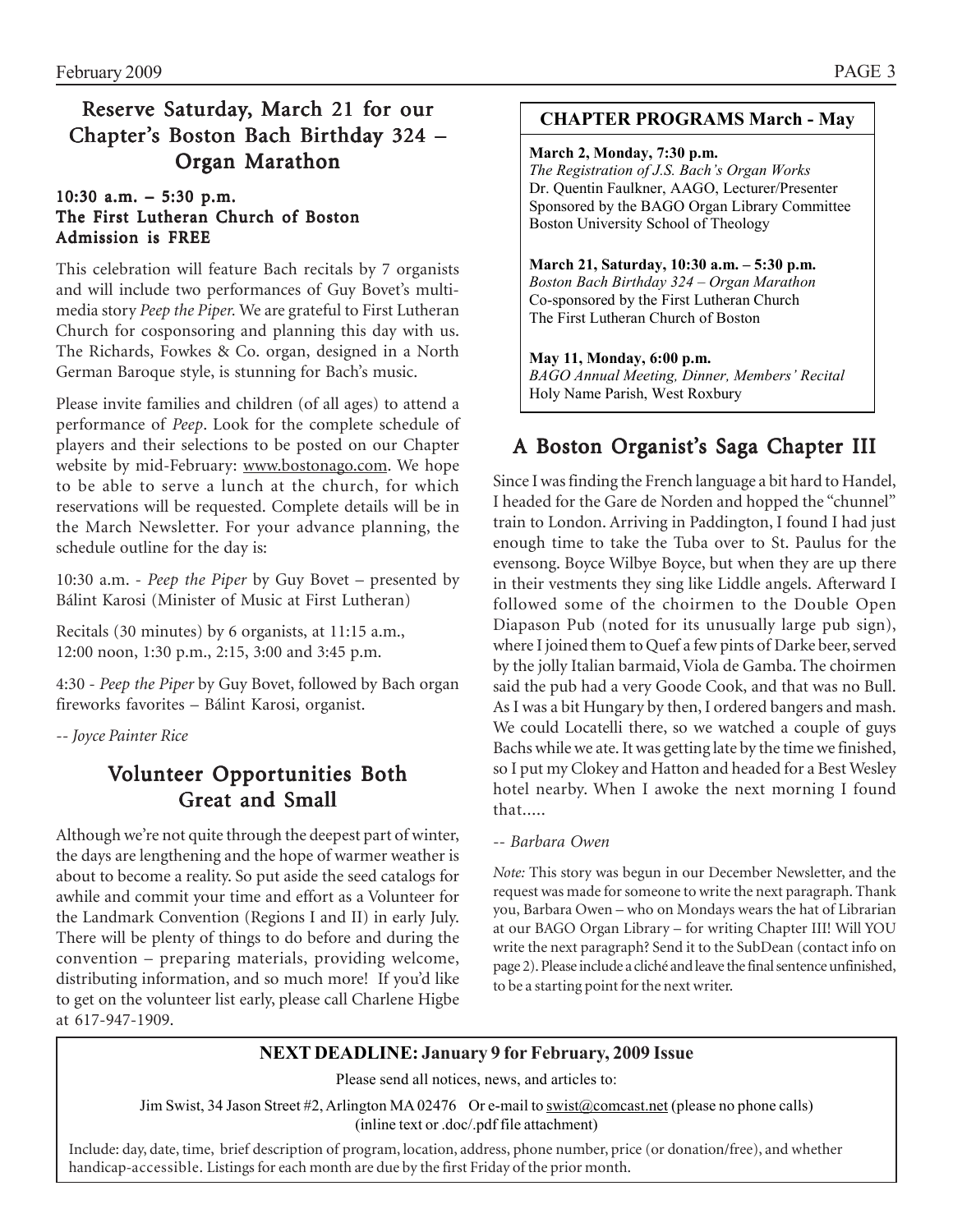## Reserve Saturday, March 21 for our Chapter's Boston Bach Birthday 324 – Organ Marathon

**10:30 a.m. – 5:30 p.m.**
**The First Lutheran Church of Boston**
**Admission is FREE**

This celebration will feature Bach recitals by 7 organists and will include two performances of Guy Bovet's multi-media story *Peep the Piper.* We are grateful to First Lutheran Church for cosponsoring and planning this day with us. The Richards, Fowkes & Co. organ, designed in a North German Baroque style, is stunning for Bach's music.

Please invite families and children (of all ages) to attend a performance of *Peep*. Look for the complete schedule of players and their selections to be posted on our Chapter website by mid-February: www.bostonago.com. We hope to be able to serve a lunch at the church, for which reservations will be requested. Complete details will be in the March Newsletter. For your advance planning, the schedule outline for the day is:

10:30 a.m. - *Peep the Piper* by Guy Bovet – presented by Bálint Karosi (Minister of Music at First Lutheran)

Recitals (30 minutes) by 6 organists, at 11:15 a.m., 12:00 noon, 1:30 p.m., 2:15, 3:00 and 3:45 p.m.

4:30 - *Peep the Piper* by Guy Bovet, followed by Bach organ fireworks favorites – Bálint Karosi, organist.

*-- Joyce Painter Rice*

## Volunteer Opportunities Both Great and Small

Although we're not quite through the deepest part of winter, the days are lengthening and the hope of warmer weather is about to become a reality. So put aside the seed catalogs for awhile and commit your time and effort as a Volunteer for the Landmark Convention (Regions I and II) in early July. There will be plenty of things to do before and during the convention – preparing materials, providing welcome, distributing information, and so much more! If you'd like to get on the volunteer list early, please call Charlene Higbe at 617-947-1909.

### CHAPTER PROGRAMS March - May

**March 2, Monday, 7:30 p.m.**
*The Registration of J.S. Bach's Organ Works*
Dr. Quentin Faulkner, AAGO, Lecturer/Presenter
Sponsored by the BAGO Organ Library Committee
Boston University School of Theology

**March 21, Saturday, 10:30 a.m. – 5:30 p.m.**
*Boston Bach Birthday 324 – Organ Marathon*
Co-sponsored by the First Lutheran Church
The First Lutheran Church of Boston

**May 11, Monday, 6:00 p.m.**
*BAGO Annual Meeting, Dinner, Members' Recital*
Holy Name Parish, West Roxbury

## A Boston Organist's Saga Chapter III

Since I was finding the French language a bit hard to Handel, I headed for the Gare de Norden and hopped the "chunnel" train to London. Arriving in Paddington, I found I had just enough time to take the Tuba over to St. Paulus for the evensong. Boyce Wilbye Boyce, but when they are up there in their vestments they sing like Liddle angels. Afterward I followed some of the choirmen to the Double Open Diapason Pub (noted for its unusually large pub sign), where I joined them to Quef a few pints of Darke beer, served by the jolly Italian barmaid, Viola de Gamba. The choirmen said the pub had a very Goode Cook, and that was no Bull. As I was a bit Hungary by then, I ordered bangers and mash. We could Locatelli there, so we watched a couple of guys Bachs while we ate. It was getting late by the time we finished, so I put my Clokey and Hatton and headed for a Best Wesley hotel nearby. When I awoke the next morning I found that.....

*-- Barbara Owen*

*Note:* This story was begun in our December Newsletter, and the request was made for someone to write the next paragraph. Thank you, Barbara Owen – who on Mondays wears the hat of Librarian at our BAGO Organ Library – for writing Chapter III! Will YOU write the next paragraph? Send it to the SubDean (contact info on page 2). Please include a cliché and leave the final sentence unfinished, to be a starting point for the next writer.

**NEXT DEADLINE: January 9 for February, 2009 Issue**

Please send all notices, news, and articles to:

Jim Swist, 34 Jason Street #2, Arlington MA 02476 Or e-mail to swist@comcast.net (please no phone calls) (inline text or .doc/.pdf file attachment)

Include: day, date, time, brief description of program, location, address, phone number, price (or donation/free), and whether handicap-accessible. Listings for each month are due by the first Friday of the prior month.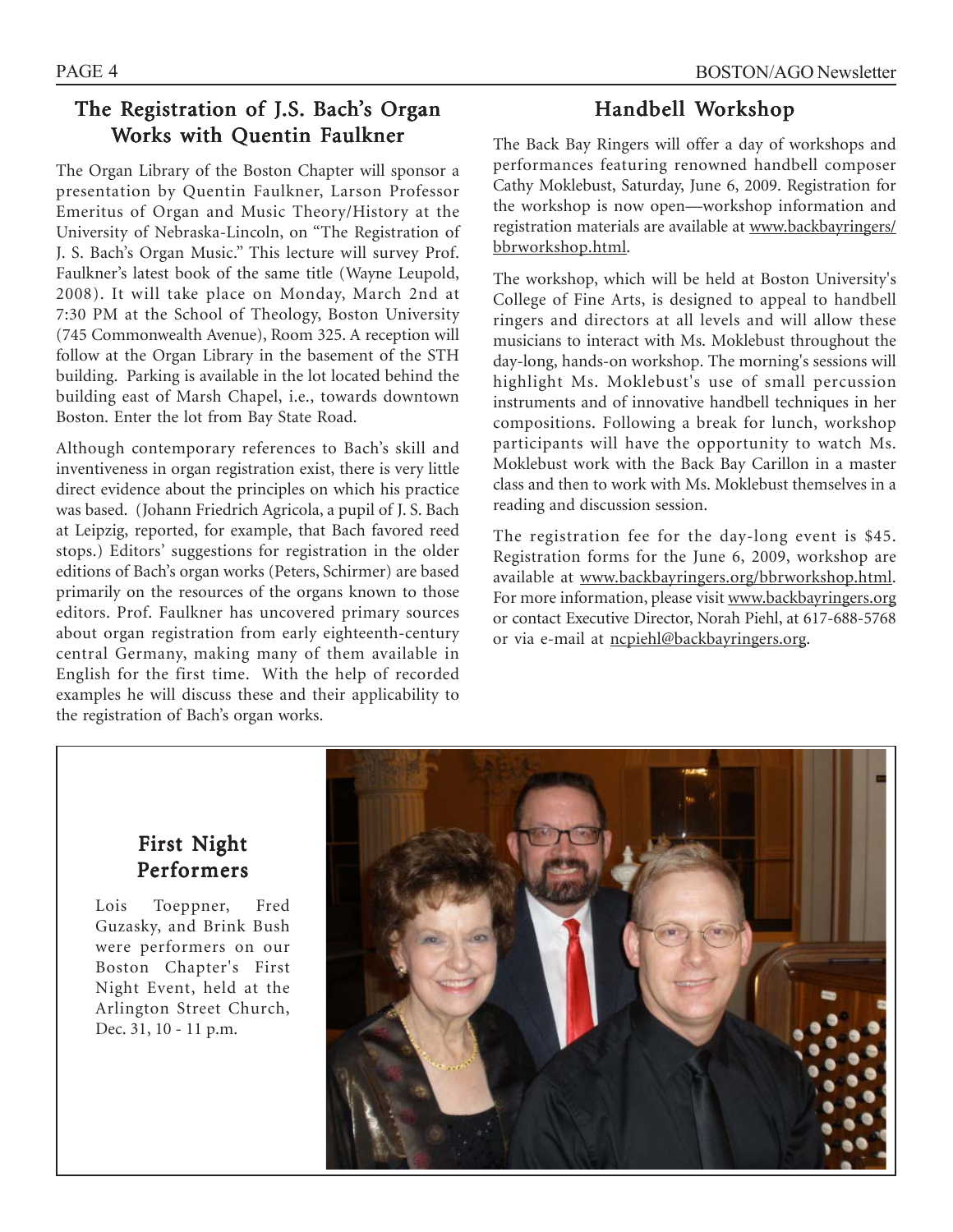## The Registration of J.S. Bach's Organ Works with Quentin Faulkner

The Organ Library of the Boston Chapter will sponsor a presentation by Quentin Faulkner, Larson Professor Emeritus of Organ and Music Theory/History at the University of Nebraska-Lincoln, on "The Registration of J. S. Bach's Organ Music." This lecture will survey Prof. Faulkner's latest book of the same title (Wayne Leupold, 2008). It will take place on Monday, March 2nd at 7:30 PM at the School of Theology, Boston University (745 Commonwealth Avenue), Room 325. A reception will follow at the Organ Library in the basement of the STH building. Parking is available in the lot located behind the building east of Marsh Chapel, i.e., towards downtown Boston. Enter the lot from Bay State Road.

Although contemporary references to Bach's skill and inventiveness in organ registration exist, there is very little direct evidence about the principles on which his practice was based. (Johann Friedrich Agricola, a pupil of J. S. Bach at Leipzig, reported, for example, that Bach favored reed stops.) Editors' suggestions for registration in the older editions of Bach's organ works (Peters, Schirmer) are based primarily on the resources of the organs known to those editors. Prof. Faulkner has uncovered primary sources about organ registration from early eighteenth-century central Germany, making many of them available in English for the first time. With the help of recorded examples he will discuss these and their applicability to the registration of Bach's organ works.

## Handbell Workshop

The Back Bay Ringers will offer a day of workshops and performances featuring renowned handbell composer Cathy Moklebust, Saturday, June 6, 2009. Registration for the workshop is now open—workshop information and registration materials are available at www.backbayringers/bbrworkshop.html.

The workshop, which will be held at Boston University's College of Fine Arts, is designed to appeal to handbell ringers and directors at all levels and will allow these musicians to interact with Ms. Moklebust throughout the day-long, hands-on workshop. The morning's sessions will highlight Ms. Moklebust's use of small percussion instruments and of innovative handbell techniques in her compositions. Following a break for lunch, workshop participants will have the opportunity to watch Ms. Moklebust work with the Back Bay Carillon in a master class and then to work with Ms. Moklebust themselves in a reading and discussion session.

The registration fee for the day-long event is $45. Registration forms for the June 6, 2009, workshop are available at www.backbayringers.org/bbrworkshop.html. For more information, please visit www.backbayringers.org or contact Executive Director, Norah Piehl, at 617-688-5768 or via e-mail at ncpiehl@backbayringers.org.

## First Night Performers

Lois Toeppner, Fred Guzasky, and Brink Bush were performers on our Boston Chapter's First Night Event, held at the Arlington Street Church, Dec. 31, 10 - 11 p.m.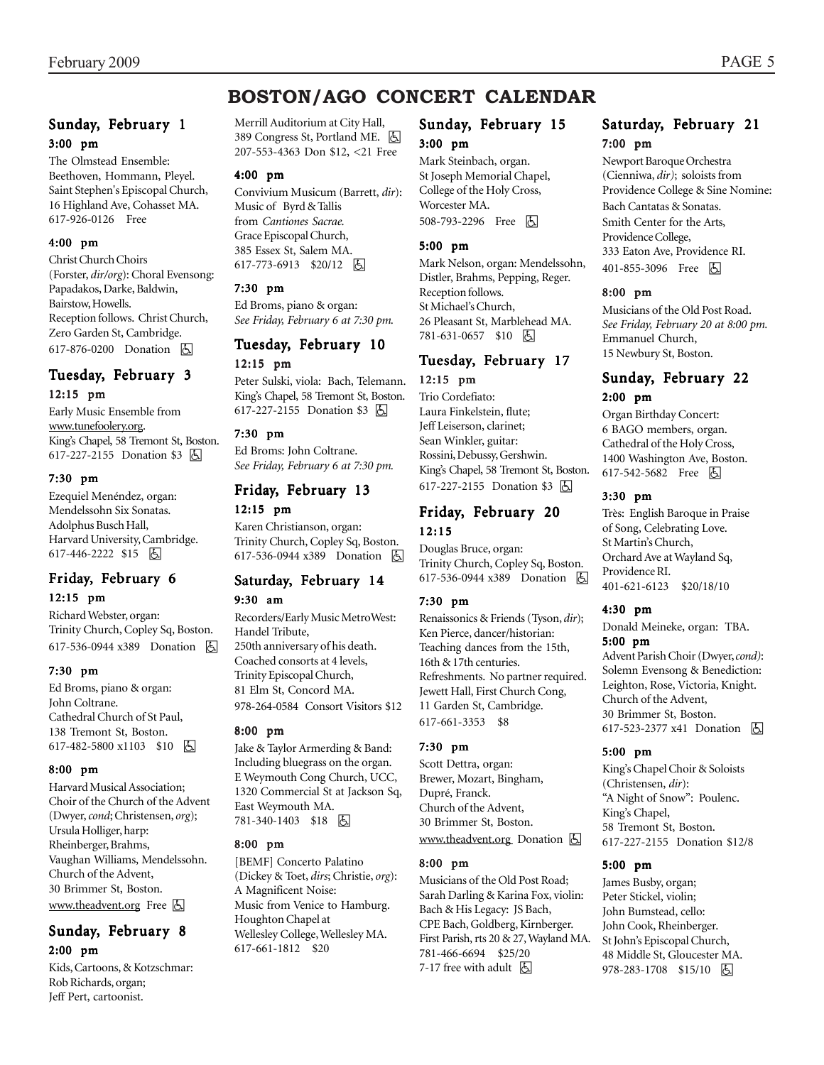# BOSTON/AGO CONCERT CALENDAR

## Sunday, February 1

### 3:00 pm

The Olmstead Ensemble: Beethoven, Hommann, Pleyel. Saint Stephen's Episcopal Church, 16 Highland Ave, Cohasset MA. 617-926-0126 Free

### 4:00 pm

Christ Church Choirs (Forster, *dir/org*): Choral Evensong: Papadakos, Darke, Baldwin, Bairstow, Howells. Reception follows. Christ Church, Zero Garden St, Cambridge. 617-876-0200 Donation ♿

## Tuesday, February 3

### 12:15 pm

Early Music Ensemble from www.tunefoolery.org. King's Chapel, 58 Tremont St, Boston. 617-227-2155 Donation $3 ♿

### 7:30 pm

Ezequiel Menéndez, organ: Mendelssohn Six Sonatas. Adolphus Busch Hall, Harvard University, Cambridge. 617-446-2222 $15 ♿

## Friday, February 6

### 12:15 pm

Richard Webster, organ: Trinity Church, Copley Sq, Boston. 617-536-0944 x389 Donation ♿

### 7:30 pm

Ed Broms, piano & organ: John Coltrane. Cathedral Church of St Paul, 138 Tremont St, Boston. 617-482-5800 x1103 $10 ♿

### 8:00 pm

Harvard Musical Association; Choir of the Church of the Advent (Dwyer, *cond*; Christensen, *org*); Ursula Holliger, harp: Rheinberger, Brahms, Vaughan Williams, Mendelssohn. Church of the Advent, 30 Brimmer St, Boston. www.theadvent.org Free ♿

## Sunday, February 8

### 2:00 pm

Kids, Cartoons, & Kotzschmar: Rob Richards, organ; Jeff Pert, cartoonist. Merrill Auditorium at City Hall, 389 Congress St, Portland ME. ♿ 207-553-4363 Don $12, <21 Free

### 4:00 pm

Convivium Musicum (Barrett, *dir*): Music of Byrd & Tallis from *Cantiones Sacrae.* Grace Episcopal Church, 385 Essex St, Salem MA. 617-773-6913 $20/12 ♿

### 7:30 pm

Ed Broms, piano & organ: *See Friday, February 6 at 7:30 pm.*

## Tuesday, February 10

### 12:15 pm

Peter Sulski, viola: Bach, Telemann. King's Chapel, 58 Tremont St, Boston. 617-227-2155 Donation $3 ♿

### 7:30 pm

Ed Broms: John Coltrane. *See Friday, February 6 at 7:30 pm.*

## Friday, February 13

### 12:15 pm

Karen Christianson, organ: Trinity Church, Copley Sq, Boston. 617-536-0944 x389 Donation ♿

## Saturday, February 14

### 9:30 am

Recorders/Early Music MetroWest: Handel Tribute, 250th anniversary of his death. Coached consorts at 4 levels, Trinity Episcopal Church, 81 Elm St, Concord MA. 978-264-0584 Consort Visitors $12

### 8:00 pm

Jake & Taylor Armerding & Band: Including bluegrass on the organ. E Weymouth Cong Church, UCC, 1320 Commercial St at Jackson Sq, East Weymouth MA. 781-340-1403 $18 ♿

### 8:00 pm

[BEMF] Concerto Palatino (Dickey & Toet, *dirs*; Christie, *org*): A Magnificent Noise: Music from Venice to Hamburg. Houghton Chapel at Wellesley College, Wellesley MA. 617-661-1812 $20

## Sunday, February 15

### 3:00 pm

Mark Steinbach, organ. St Joseph Memorial Chapel, College of the Holy Cross, Worcester MA. 508-793-2296 Free ♿

### 5:00 pm

Mark Nelson, organ: Mendelssohn, Distler, Brahms, Pepping, Reger. Reception follows. St Michael's Church, 26 Pleasant St, Marblehead MA. 781-631-0657 $10 ♿

## Tuesday, February 17

### 12:15 pm

Trio Cordefiato: Laura Finkelstein, flute; Jeff Leiserson, clarinet; Sean Winkler, guitar: Rossini, Debussy, Gershwin. King's Chapel, 58 Tremont St, Boston. 617-227-2155 Donation $3 ♿

## Friday, February 20

### 12:15

Douglas Bruce, organ: Trinity Church, Copley Sq, Boston. 617-536-0944 x389 Donation ♿

### 7:30 pm

Renaissonics & Friends (Tyson, *dir*); Ken Pierce, dancer/historian: Teaching dances from the 15th, 16th & 17th centuries. Refreshments. No partner required. Jewett Hall, First Church Cong, 11 Garden St, Cambridge. 617-661-3353 $8

### 7:30 pm

Scott Dettra, organ: Brewer, Mozart, Bingham, Dupré, Franck. Church of the Advent, 30 Brimmer St, Boston. www.theadvent.org Donation ♿

### 8:00 pm

Musicians of the Old Post Road; Sarah Darling & Karina Fox, violin: Bach & His Legacy: JS Bach, CPE Bach, Goldberg, Kirnberger. First Parish, rts 20 & 27, Wayland MA. 781-466-6694 $25/20 7-17 free with adult ♿

## Saturday, February 21

### 7:00 pm

Newport Baroque Orchestra (Cienniwa, *dir)*; soloists from Providence College & Sine Nomine: Bach Cantatas & Sonatas. Smith Center for the Arts, Providence College, 333 Eaton Ave, Providence RI. 401-855-3096 Free ♿

### 8:00 pm

Musicians of the Old Post Road. *See Friday, February 20 at 8:00 pm.* Emmanuel Church, 15 Newbury St, Boston.

## Sunday, February 22

### 2:00 pm

Organ Birthday Concert: 6 BAGO members, organ. Cathedral of the Holy Cross, 1400 Washington Ave, Boston. 617-542-5682 Free ♿

### 3:30 pm

Très: English Baroque in Praise of Song, Celebrating Love. St Martin's Church, Orchard Ave at Wayland Sq, Providence RI. 401-621-6123 $20/18/10

### 4:30 pm

Donald Meineke, organ: TBA.

### 5:00 pm

Advent Parish Choir (Dwyer, *cond)*: Solemn Evensong & Benediction: Leighton, Rose, Victoria, Knight. Church of the Advent, 30 Brimmer St, Boston. 617-523-2377 x41 Donation ♿

### 5:00 pm

King's Chapel Choir & Soloists (Christensen, *dir*): "A Night of Snow": Poulenc. King's Chapel, 58 Tremont St, Boston. 617-227-2155 Donation $12/8

### 5:00 pm

James Busby, organ; Peter Stickel, violin; John Bumstead, cello: John Cook, Rheinberger. St John's Episcopal Church, 48 Middle St, Gloucester MA. 978-283-1708 $15/10 ♿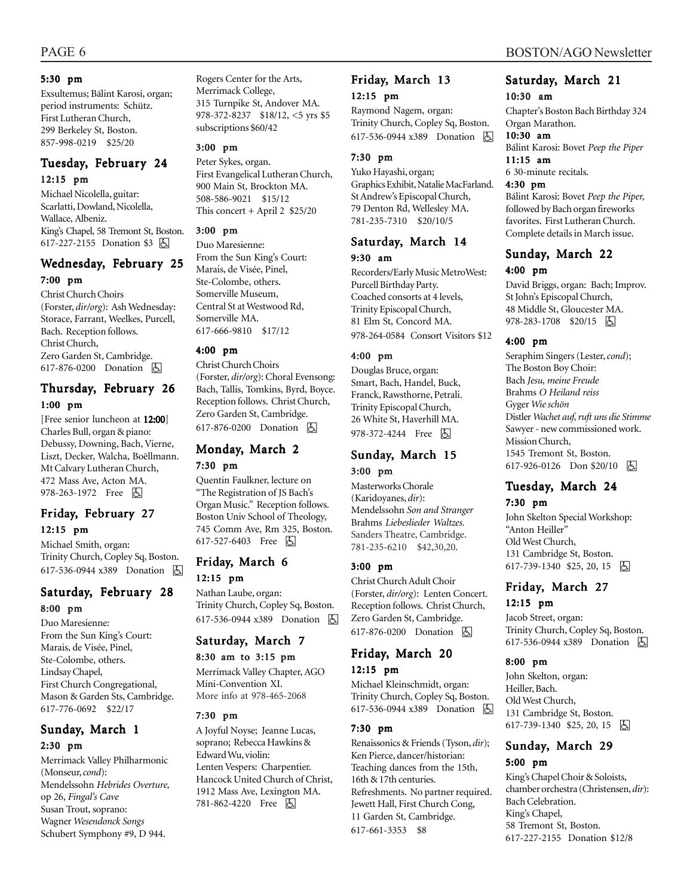**5:30 pm**

Exsultemus; Bálint Karosi, organ; period instruments: Schütz. First Lutheran Church, 299 Berkeley St, Boston. 857-998-0219 $25/20

## Tuesday, February 24

**12:15 pm**

Michael Nicolella, guitar: Scarlatti, Dowland, Nicolella, Wallace, Albeniz. King's Chapel, 58 Tremont St, Boston. 617-227-2155 Donation $3 ♿

## Wednesday, February 25

**7:00 pm**

Christ Church Choirs (Forster, *dir/org*): Ash Wednesday: Storace, Farrant, Weelkes, Purcell, Bach. Reception follows. Christ Church, Zero Garden St, Cambridge. 617-876-0200 Donation ♿

## Thursday, February 26

**1:00 pm**

[Free senior luncheon at **12:00**] Charles Bull, organ & piano: Debussy, Downing, Bach, Vierne, Liszt, Decker, Walcha, Boëllmann. Mt Calvary Lutheran Church, 472 Mass Ave, Acton MA. 978-263-1972 Free ♿

## Friday, February 27

**12:15 pm**

Michael Smith, organ: Trinity Church, Copley Sq, Boston. 617-536-0944 x389 Donation ♿

## Saturday, February 28

**8:00 pm**

Duo Maresienne: From the Sun King's Court: Marais, de Visée, Pinel, Ste-Colombe, others. Lindsay Chapel, First Church Congregational, Mason & Garden Sts, Cambridge. 617-776-0692 $22/17

## Sunday, March 1

**2:30 pm**

Merrimack Valley Philharmonic (Monseur, *cond*): Mendelssohn *Hebrides Overture,* op 26, *Fingal's Cave* Susan Trout, soprano: Wagner *Wesendonck Songs* Schubert Symphony #9, D 944. Rogers Center for the Arts, Merrimack College, 315 Turnpike St, Andover MA. 978-372-8237 $18/12, <5 yrs $5 subscriptions $60/42

**3:00 pm**

Peter Sykes, organ. First Evangelical Lutheran Church, 900 Main St, Brockton MA. 508-586-9021 $15/12 This concert + April 2 $25/20

**3:00 pm**

Duo Maresienne: From the Sun King's Court: Marais, de Visée, Pinel, Ste-Colombe, others. Somerville Museum, Central St at Westwood Rd, Somerville MA. 617-666-9810 $17/12

**4:00 pm**

Christ Church Choirs (Forster, *dir/org*): Choral Evensong: Bach, Tallis, Tomkins, Byrd, Boyce. Reception follows. Christ Church, Zero Garden St, Cambridge. 617-876-0200 Donation ♿

## Monday, March 2

**7:30 pm**

Quentin Faulkner, lecture on "The Registration of JS Bach's Organ Music." Reception follows. Boston Univ School of Theology, 745 Comm Ave, Rm 325, Boston. 617-527-6403 Free ♿

## Friday, March 6

**12:15 pm**

Nathan Laube, organ: Trinity Church, Copley Sq, Boston. 617-536-0944 x389 Donation ♿

## Saturday, March 7

**8:30 am to 3:15 pm**

Merrimack Valley Chapter, AGO Mini-Convention XI. More info at 978-465-2068

**7:30 pm**

A Joyful Noyse; Jeanne Lucas, soprano; Rebecca Hawkins & Edward Wu, violin: Lenten Vespers: Charpentier. Hancock United Church of Christ, 1912 Mass Ave, Lexington MA. 781-862-4220 Free ♿

## Friday, March 13

**12:15 pm**

Raymond Nagem, organ: Trinity Church, Copley Sq, Boston. 617-536-0944 x389 Donation ♿

**7:30 pm**

Yuko Hayashi, organ; Graphics Exhibit, Natalie MacFarland. St Andrew's Episcopal Church, 79 Denton Rd, Wellesley MA. 781-235-7310 $20/10/5

## Saturday, March 14

**9:30 am**

Recorders/Early Music MetroWest: Purcell Birthday Party. Coached consorts at 4 levels, Trinity Episcopal Church, 81 Elm St, Concord MA. 978-264-0584 Consort Visitors $12

**4:00 pm**

Douglas Bruce, organ: Smart, Bach, Handel, Buck, Franck, Rawsthorne, Petrali. Trinity Episcopal Church, 26 White St, Haverhill MA. 978-372-4244 Free ♿

## Sunday, March 15

**3:00 pm**

Masterworks Chorale (Karidoyanes, *dir*): Mendelssohn *Son and Stranger* Brahms *Liebeslieder Waltzes.* Sanders Theatre, Cambridge. 781-235-6210 $42,30,20.

**3:00 pm**

Christ Church Adult Choir (Forster, *dir/org*): Lenten Concert. Reception follows. Christ Church, Zero Garden St, Cambridge. 617-876-0200 Donation ♿

## Friday, March 20

**12:15 pm**

Michael Kleinschmidt, organ: Trinity Church, Copley Sq, Boston. 617-536-0944 x389 Donation ♿

**7:30 pm**

Renaissonics & Friends (Tyson, *dir*); Ken Pierce, dancer/historian: Teaching dances from the 15th, 16th & 17th centuries. Refreshments. No partner required. Jewett Hall, First Church Cong, 11 Garden St, Cambridge. 617-661-3353 $8

## Saturday, March 21

**10:30 am**

Chapter's Boston Bach Birthday 324 Organ Marathon.

**10:30 am**

Bálint Karosi: Bovet *Peep the Piper*

**11:15 am**

6 30-minute recitals.

**4:30 pm**

Bálint Karosi: Bovet *Peep the Piper,* followed by Bach organ fireworks favorites. First Lutheran Church. Complete details in March issue.

## Sunday, March 22

**4:00 pm**

David Briggs, organ: Bach; Improv. St John's Episcopal Church, 48 Middle St, Gloucester MA. 978-283-1708 $20/15 ♿

**4:00 pm**

Seraphim Singers (Lester, *cond*); The Boston Boy Choir: Bach *Jesu, meine Freude* Brahms *O Heiland reiss* Gyger *Wie schön* Distler *Wachet auf, ruft uns die Stimme* Sawyer - new commissioned work. Mission Church, 1545 Tremont St, Boston. 617-926-0126 Don $20/10 ♿

## Tuesday, March 24

**7:30 pm**

John Skelton Special Workshop: "Anton Heiller" Old West Church, 131 Cambridge St, Boston. 617-739-1340 $25, 20, 15 ♿

## Friday, March 27

**12:15 pm**

Jacob Street, organ: Trinity Church, Copley Sq, Boston. 617-536-0944 x389 Donation ♿

**8:00 pm**

John Skelton, organ: Heiller, Bach. Old West Church, 131 Cambridge St, Boston. 617-739-1340 $25, 20, 15 ♿

## Sunday, March 29

**5:00 pm**

King's Chapel Choir & Soloists, chamber orchestra (Christensen, *dir*): Bach Celebration. King's Chapel, 58 Tremont St, Boston. 617-227-2155 Donation $12/8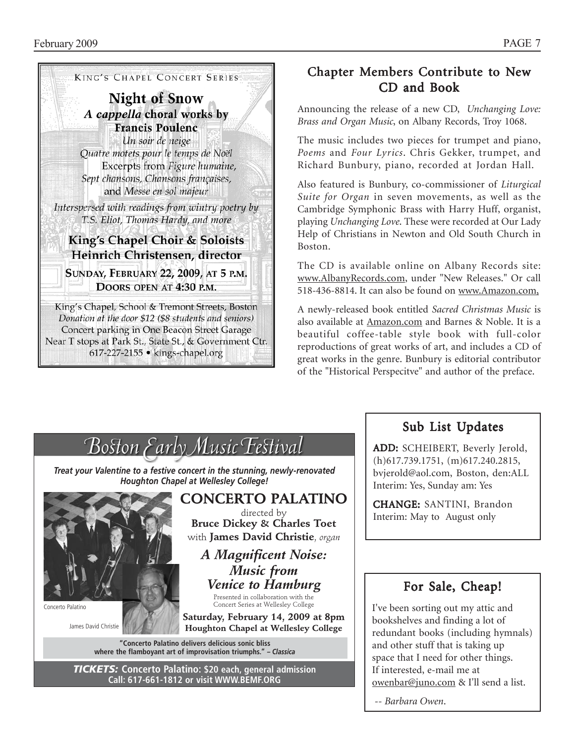KING'S CHAPEL CONCERT SERIES

## Night of Snow

### *A cappella* choral works by Francis Poulenc

*Un soir de neige*
*Quatre motets pour le temps de Noël*
Excerpts from *Figure humaine*,
*Sept chansons, Chansons françaises,*
and *Messe en sol majeur*

*Interspersed with readings from wintry poetry by T.S. Eliot, Thomas Hardy, and more*

**King's Chapel Choir & Soloists**
**Heinrich Christensen, director**

**SUNDAY, FEBRUARY 22, 2009, AT 5 P.M.**
**DOORS OPEN AT 4:30 P.M.**

King's Chapel, School & Tremont Streets, Boston
*Donation at the door $12 ($8 students and seniors)*
Concert parking in One Beacon Street Garage
Near T stops at Park St., State St., & Government Ctr.
617-227-2155 • kings-chapel.org

## Chapter Members Contribute to New CD and Book

Announcing the release of a new CD, *Unchanging Love: Brass and Organ Music*, on Albany Records, Troy 1068.

The music includes two pieces for trumpet and piano, *Poems* and *Four Lyrics*. Chris Gekker, trumpet, and Richard Bunbury, piano, recorded at Jordan Hall.

Also featured is Bunbury, co-commissioner of *Liturgical Suite for Organ* in seven movements, as well as the Cambridge Symphonic Brass with Harry Huff, organist, playing *Unchanging Love*. These were recorded at Our Lady Help of Christians in Newton and Old South Church in Boston.

The CD is available online on Albany Records site: www.AlbanyRecords.com, under "New Releases." Or call 518-436-8814. It can also be found on www.Amazon.com,

A newly-released book entitled *Sacred Christmas Music* is also available at Amazon.com and Barnes & Noble. It is a beautiful coffee-table style book with full-color reproductions of great works of art, and includes a CD of great works in the genre. Bunbury is editorial contributor of the "Historical Perspecitve" and author of the preface.

## Boston Early Music Festival

***Treat your Valentine to a festive concert in the stunning, newly-renovated Houghton Chapel at Wellesley College!***

### CONCERTO PALATINO

directed by
**Bruce Dickey & Charles Toet**
with **James David Christie**, *organ*

### *A Magnificent Noise: Music from Venice to Hamburg*

Presented in collaboration with the Concert Series at Wellesley College

**Saturday, February 14, 2009 at 8pm**
**Houghton Chapel at Wellesley College**

Concerto Palatino

James David Christie

**"Concerto Palatino delivers delicious sonic bliss where the flamboyant art of improvisation triumphs." – *Classica***

***TICKETS:*** **Concerto Palatino: $20 each, general admission**
**Call: 617-661-1812 or visit WWW.BEMF.ORG**

## Sub List Updates

**ADD:** SCHEIBERT, Beverly Jerold, (h)617.739.1751, (m)617.240.2815, bvjerold@aol.com, Boston, den:ALL Interim: Yes, Sunday am: Yes

**CHANGE:** SANTINI, Brandon Interim: May to August only

## For Sale, Cheap!

I've been sorting out my attic and bookshelves and finding a lot of redundant books (including hymnals) and other stuff that is taking up space that I need for other things. If interested, e-mail me at owenbar@juno.com & I'll send a list.

-- *Barbara Owen*.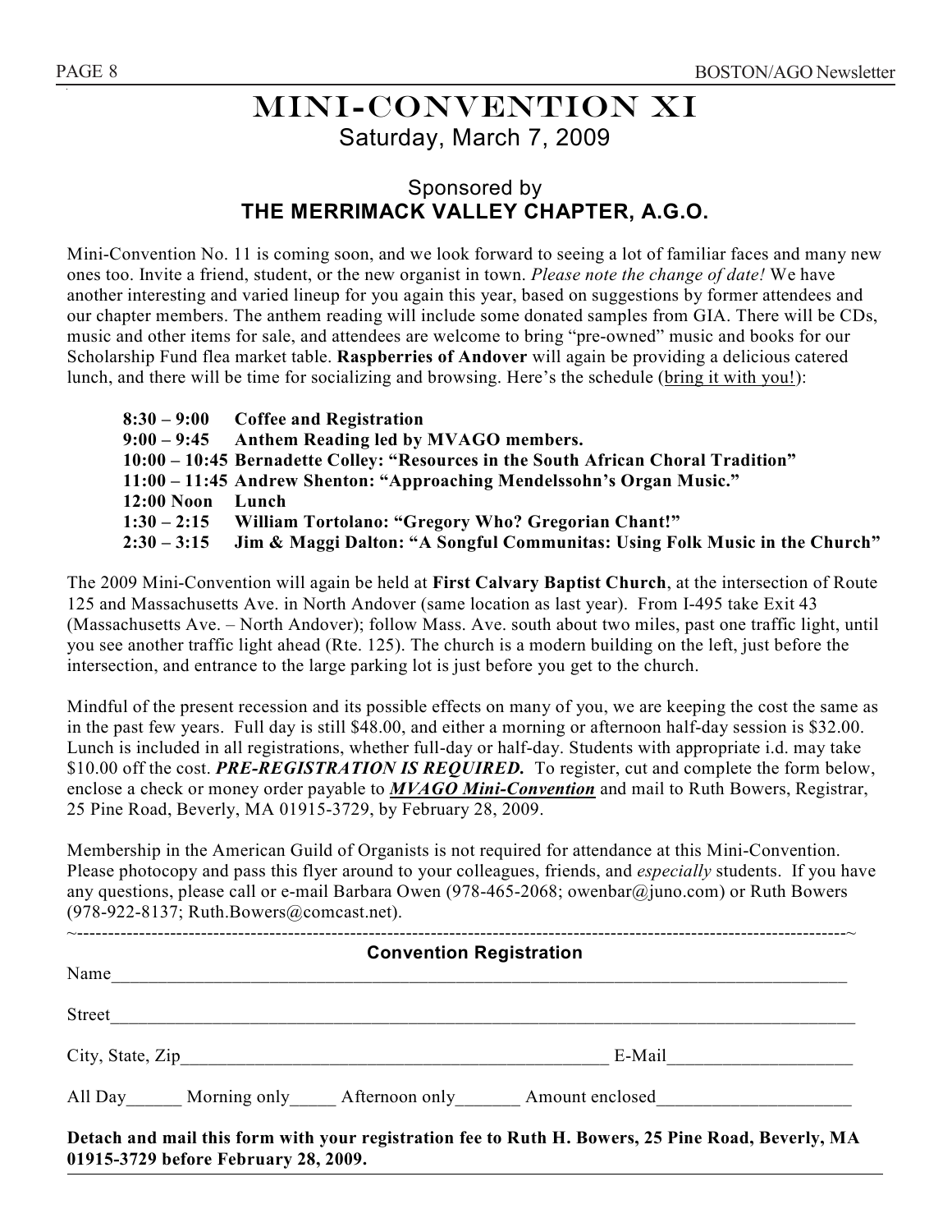# MINI-CONVENTION XI

Saturday, March 7, 2009

## Sponsored by
## THE MERRIMACK VALLEY CHAPTER, A.G.O.

Mini-Convention No. 11 is coming soon, and we look forward to seeing a lot of familiar faces and many new ones too. Invite a friend, student, or the new organist in town. *Please note the change of date!* We have another interesting and varied lineup for you again this year, based on suggestions by former attendees and our chapter members. The anthem reading will include some donated samples from GIA. There will be CDs, music and other items for sale, and attendees are welcome to bring "pre-owned" music and books for our Scholarship Fund flea market table. **Raspberries of Andover** will again be providing a delicious catered lunch, and there will be time for socializing and browsing. Here's the schedule (bring it with you!):

**8:30 – 9:00 Coffee and Registration**
**9:00 – 9:45 Anthem Reading led by MVAGO members.**
**10:00 – 10:45 Bernadette Colley: "Resources in the South African Choral Tradition"**
**11:00 – 11:45 Andrew Shenton: "Approaching Mendelssohn's Organ Music."**
**12:00 Noon Lunch**
**1:30 – 2:15 William Tortolano: "Gregory Who? Gregorian Chant!"**
**2:30 – 3:15 Jim & Maggi Dalton: "A Songful Communitas: Using Folk Music in the Church"**

The 2009 Mini-Convention will again be held at **First Calvary Baptist Church**, at the intersection of Route 125 and Massachusetts Ave. in North Andover (same location as last year). From I-495 take Exit 43 (Massachusetts Ave. – North Andover); follow Mass. Ave. south about two miles, past one traffic light, until you see another traffic light ahead (Rte. 125). The church is a modern building on the left, just before the intersection, and entrance to the large parking lot is just before you get to the church.

Mindful of the present recession and its possible effects on many of you, we are keeping the cost the same as in the past few years. Full day is still $48.00, and either a morning or afternoon half-day session is $32.00. Lunch is included in all registrations, whether full-day or half-day. Students with appropriate i.d. may take $10.00 off the cost. ***PRE-REGISTRATION IS REQUIRED.*** To register, cut and complete the form below, enclose a check or money order payable to ***MVAGO Mini-Convention*** and mail to Ruth Bowers, Registrar, 25 Pine Road, Beverly, MA 01915-3729, by February 28, 2009.

Membership in the American Guild of Organists is not required for attendance at this Mini-Convention. Please photocopy and pass this flyer around to your colleagues, friends, and *especially* students. If you have any questions, please call or e-mail Barbara Owen (978-465-2068; owenbar@juno.com) or Ruth Bowers (978-922-8137; Ruth.Bowers@comcast.net).

~-----------------------------------------------------------------------------------------------------------~

**Convention Registration**

Name_______________________________________________________________________________

Street______________________________________________________________________________

City, State, Zip_____________________________________________ E-Mail___________________

All Day______ Morning only_____ Afternoon only_______ Amount enclosed____________________

**Detach and mail this form with your registration fee to Ruth H. Bowers, 25 Pine Road, Beverly, MA 01915-3729 before February 28, 2009.**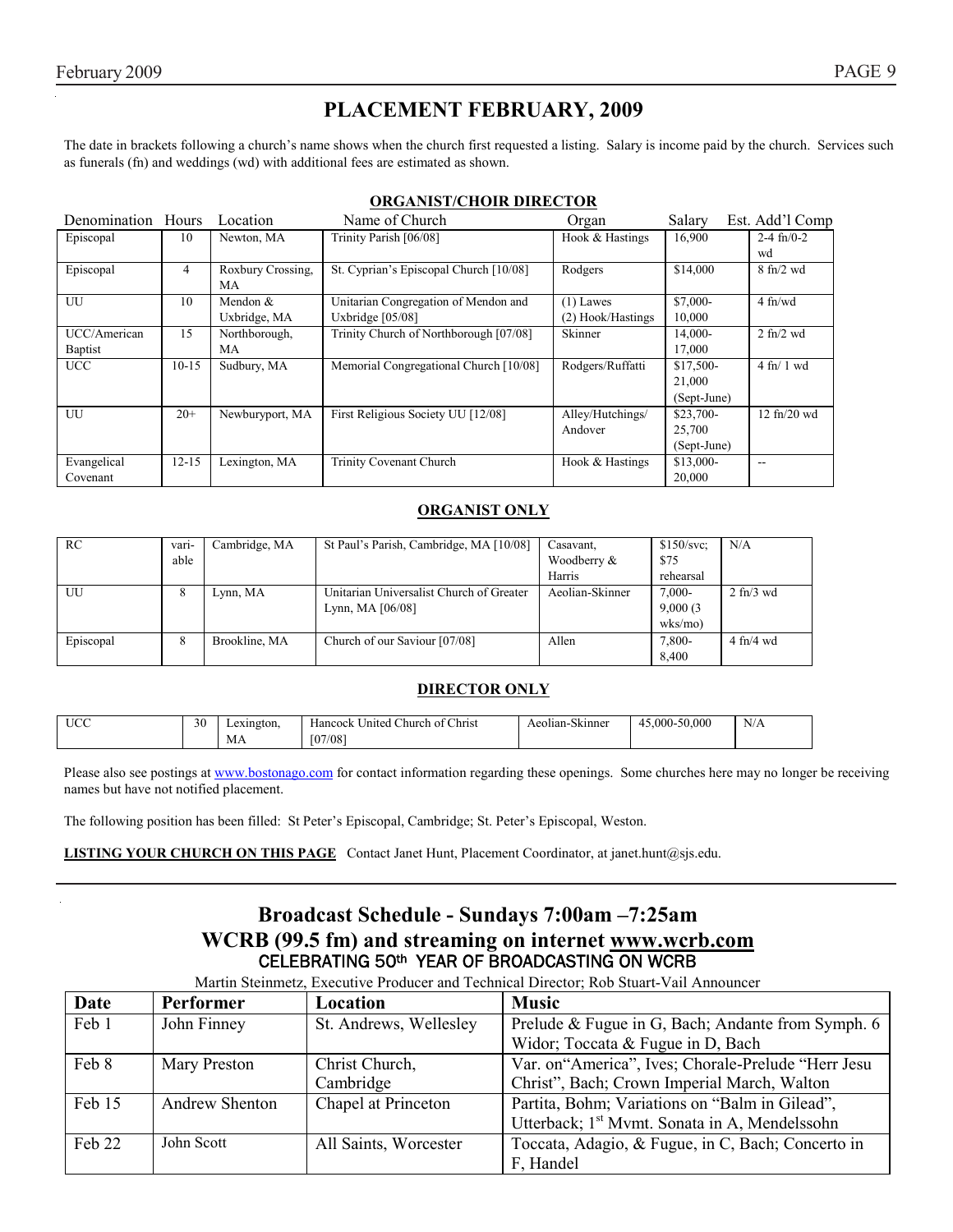# PLACEMENT FEBRUARY, 2009

The date in brackets following a church's name shows when the church first requested a listing. Salary is income paid by the church. Services such as funerals (fn) and weddings (wd) with additional fees are estimated as shown.

## ORGANIST/CHOIR DIRECTOR

| Denomination | Hours | Location | Name of Church | Organ | Salary | Est. Add'l Comp |
|---|---|---|---|---|---|---|
| Episcopal | 10 | Newton, MA | Trinity Parish [06/08] | Hook & Hastings | 16,900 | 2-4 fn/0-2 wd |
| Episcopal | 4 | Roxbury Crossing, MA | St. Cyprian's Episcopal Church [10/08] | Rodgers | $14,000 | 8 fn/2 wd |
| UU | 10 | Mendon & Uxbridge, MA | Unitarian Congregation of Mendon and Uxbridge [05/08] | (1) Lawes (2) Hook/Hastings | $7,000-10,000 | 4 fn/wd |
| UCC/American Baptist | 15 | Northborough, MA | Trinity Church of Northborough [07/08] | Skinner | 14,000-17,000 | 2 fn/2 wd |
| UCC | 10-15 | Sudbury, MA | Memorial Congregational Church [10/08] | Rodgers/Ruffatti | $17,500-21,000 (Sept-June) | 4 fn/ 1 wd |
| UU | 20+ | Newburyport, MA | First Religious Society UU [12/08] | Alley/Hutchings/ Andover | $23,700-25,700 (Sept-June) | 12 fn/20 wd |
| Evangelical Covenant | 12-15 | Lexington, MA | Trinity Covenant Church | Hook & Hastings | $13,000-20,000 | -- |

## ORGANIST ONLY

| Denomination | Hours | Location | Name of Church | Organ | Salary | Est. Add'l Comp |
|---|---|---|---|---|---|---|
| RC | vari-able | Cambridge, MA | St Paul's Parish, Cambridge, MA [10/08] | Casavant, Woodberry & Harris | $150/svc; $75 rehearsal | N/A |
| UU | 8 | Lynn, MA | Unitarian Universalist Church of Greater Lynn, MA [06/08] | Aeolian-Skinner | 7,000-9,000 (3 wks/mo) | 2 fn/3 wd |
| Episcopal | 8 | Brookline, MA | Church of our Saviour [07/08] | Allen | 7,800-8,400 | 4 fn/4 wd |

## DIRECTOR ONLY

| Denomination | Hours | Location | Name of Church | Organ | Salary | Est. Add'l Comp |
|---|---|---|---|---|---|---|
| UCC | 30 | Lexington, MA | Hancock United Church of Christ [07/08] | Aeolian-Skinner | 45,000-50,000 | N/A |

Please also see postings at www.bostonago.com for contact information regarding these openings. Some churches here may no longer be receiving names but have not notified placement.

The following position has been filled: St Peter's Episcopal, Cambridge; St. Peter's Episcopal, Weston.

**LISTING YOUR CHURCH ON THIS PAGE** Contact Janet Hunt, Placement Coordinator, at janet.hunt@sjs.edu.

---

# Broadcast Schedule - Sundays 7:00am –7:25am
# WCRB (99.5 fm) and streaming on internet www.wcrb.com

CELEBRATING 50th YEAR OF BROADCASTING ON WCRB

Martin Steinmetz, Executive Producer and Technical Director; Rob Stuart-Vail Announcer

| Date | Performer | Location | Music |
|---|---|---|---|
| Feb 1 | John Finney | St. Andrews, Wellesley | Prelude & Fugue in G, Bach; Andante from Symph. 6 Widor; Toccata & Fugue in D, Bach |
| Feb 8 | Mary Preston | Christ Church, Cambridge | Var. on "America", Ives; Chorale-Prelude "Herr Jesu Christ", Bach; Crown Imperial March, Walton |
| Feb 15 | Andrew Shenton | Chapel at Princeton | Partita, Bohm; Variations on "Balm in Gilead", Utterback; 1st Mvmt. Sonata in A, Mendelssohn |
| Feb 22 | John Scott | All Saints, Worcester | Toccata, Adagio, & Fugue, in C, Bach; Concerto in F, Handel |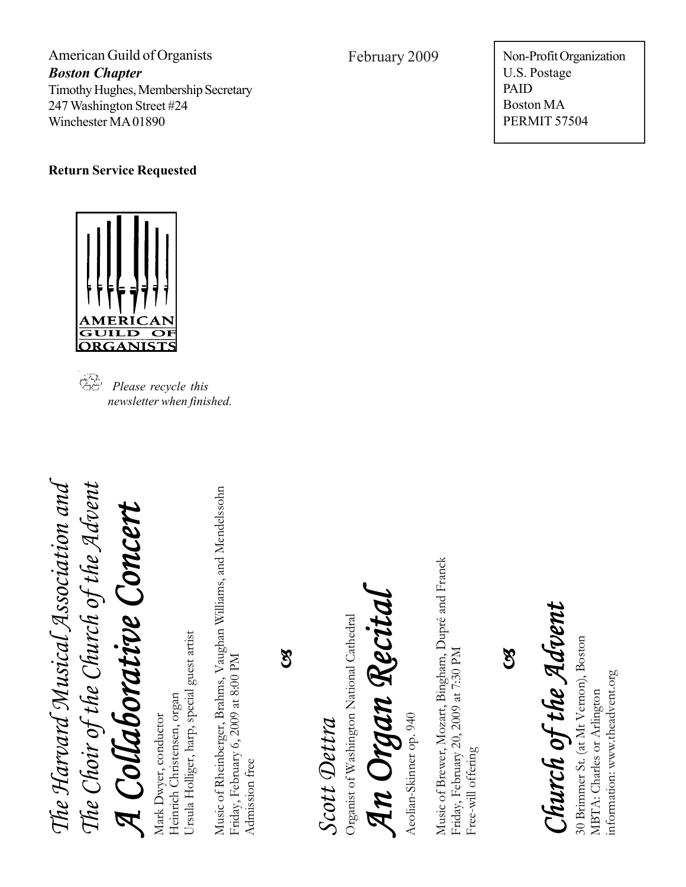American Guild of Organists
***Boston Chapter***
Timothy Hughes, Membership Secretary
247 Washington Street #24
Winchester MA 01890

February 2009

Non-Profit Organization
U.S. Postage
PAID
Boston MA
PERMIT 57504

**Return Service Requested**

AMERICAN GUILD OF ORGANISTS

*Please recycle this newsletter when finished.*

*The Harvard Musical Association and*
*The Choir of the Church of the Advent*

# *A Collaborative Concert*

Mark Dwyer, conductor
Heinrich Christensen, organ
Ursula Holliger, harp, special guest artist

Music of Rheinberger, Brahms, Vaughan Williams, and Mendelssohn
Friday, February 6, 2009 at 8:00 PM
Admission free

*Scott Dettra*
Organist of Washington National Cathedral

# *An Organ Recital*

Aeolian-Skinner op. 940

Music of Brewer, Mozart, Bingham, Dupré and Franck
Friday, February 20, 2009 at 7:30 PM
Free-will offering

# *Church of the Advent*

30 Brimmer St. (at Mt Vernon), Boston
MBTA: Charles or Arlington
information: www.theadvent.org